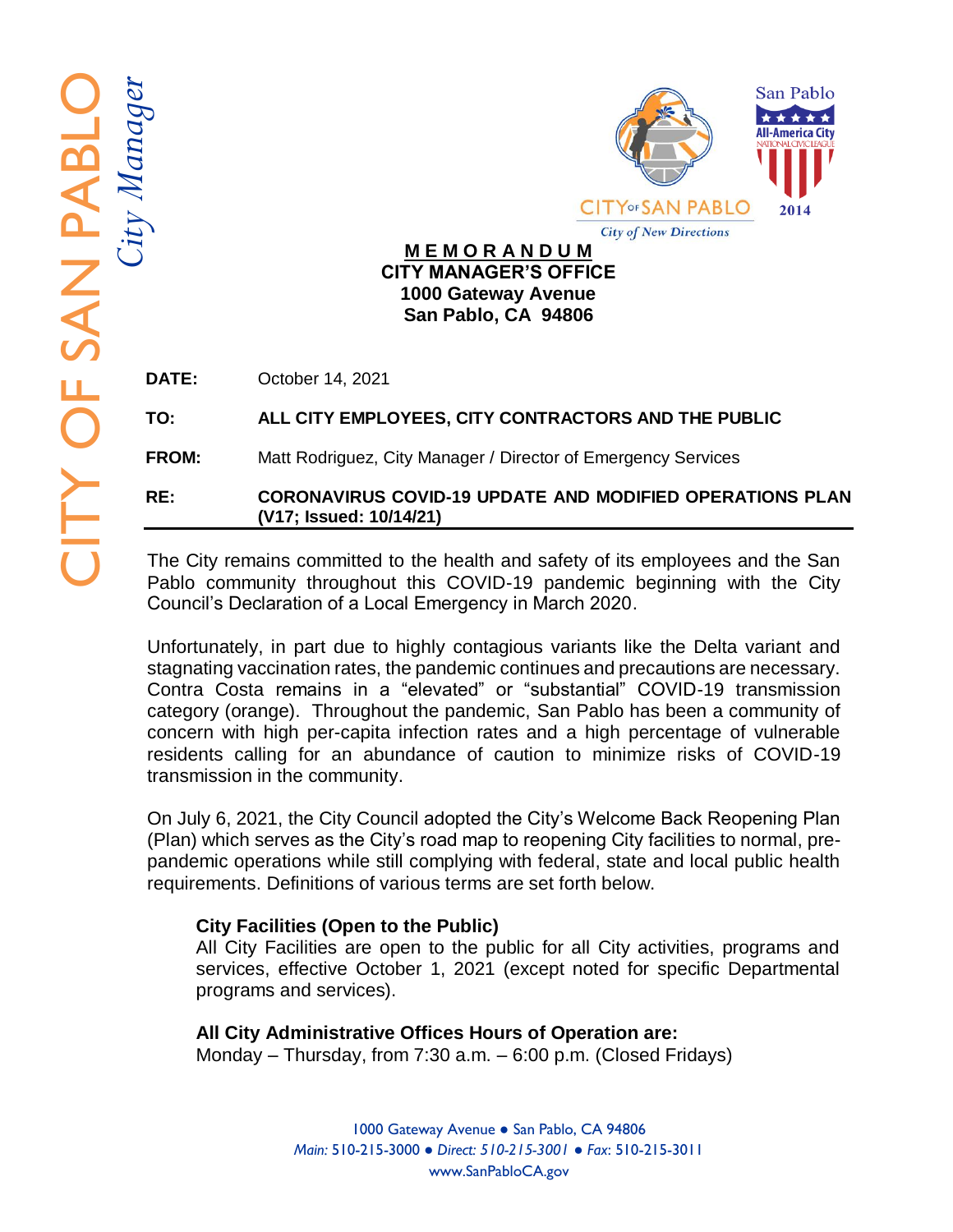CITY OF SAN PABLO *City Manager*

CITY OF SAN PABLO
*City of New Directions*

San Pablo All-America City NATIONAL CIVIC LEAGUE 2014

**MEMORANDUM**
**CITY MANAGER'S OFFICE**
**1000 Gateway Avenue**
**San Pablo, CA 94806**

**DATE:** October 14, 2021

**TO:** **ALL CITY EMPLOYEES, CITY CONTRACTORS AND THE PUBLIC**

**FROM:** Matt Rodriguez, City Manager / Director of Emergency Services

**RE:** **CORONAVIRUS COVID-19 UPDATE AND MODIFIED OPERATIONS PLAN (V17; Issued: 10/14/21)**

---

The City remains committed to the health and safety of its employees and the San Pablo community throughout this COVID-19 pandemic beginning with the City Council's Declaration of a Local Emergency in March 2020.

Unfortunately, in part due to highly contagious variants like the Delta variant and stagnating vaccination rates, the pandemic continues and precautions are necessary. Contra Costa remains in a "elevated" or "substantial" COVID-19 transmission category (orange). Throughout the pandemic, San Pablo has been a community of concern with high per-capita infection rates and a high percentage of vulnerable residents calling for an abundance of caution to minimize risks of COVID-19 transmission in the community.

On July 6, 2021, the City Council adopted the City's Welcome Back Reopening Plan (Plan) which serves as the City's road map to reopening City facilities to normal, pre-pandemic operations while still complying with federal, state and local public health requirements. Definitions of various terms are set forth below.

**City Facilities (Open to the Public)**
All City Facilities are open to the public for all City activities, programs and services, effective October 1, 2021 (except noted for specific Departmental programs and services).

**All City Administrative Offices Hours of Operation are:**
Monday – Thursday, from 7:30 a.m. – 6:00 p.m. (Closed Fridays)

1000 Gateway Avenue ● San Pablo, CA 94806
*Main:* 510-215-3000 ● *Direct: 510-215-3001* ● *Fax*: 510-215-3011
www.SanPabloCA.gov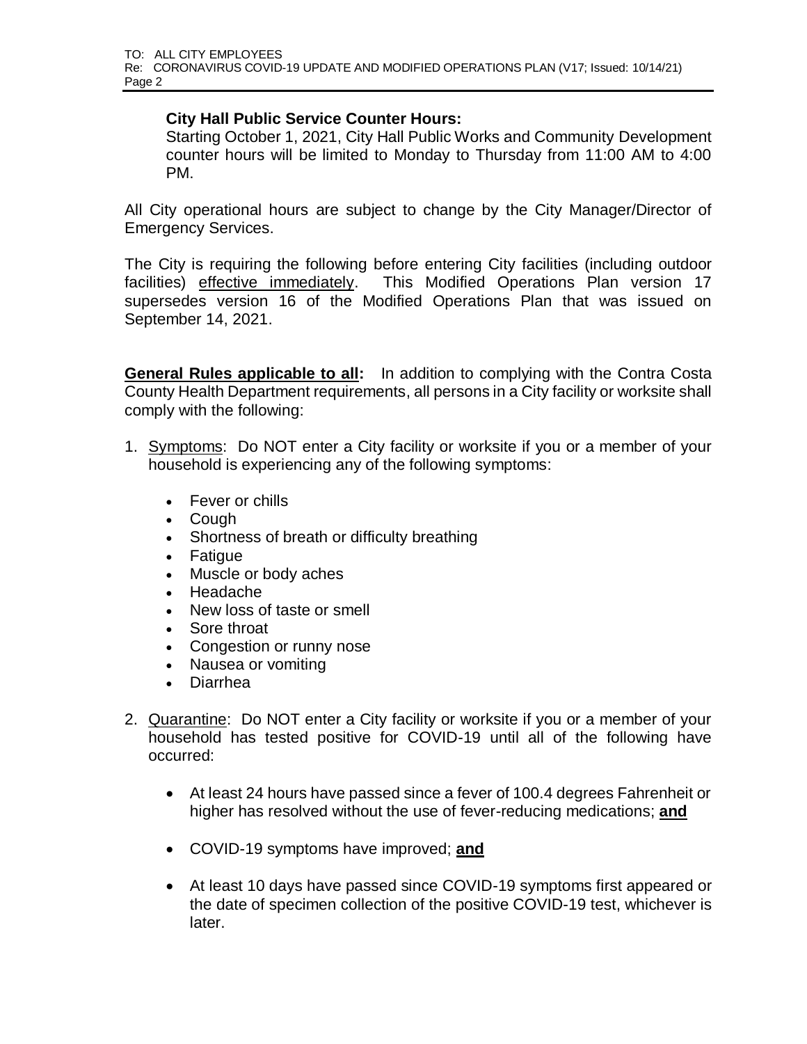**City Hall Public Service Counter Hours:**
Starting October 1, 2021, City Hall Public Works and Community Development counter hours will be limited to Monday to Thursday from 11:00 AM to 4:00 PM.

All City operational hours are subject to change by the City Manager/Director of Emergency Services.

The City is requiring the following before entering City facilities (including outdoor facilities) effective immediately. This Modified Operations Plan version 17 supersedes version 16 of the Modified Operations Plan that was issued on September 14, 2021.

**General Rules applicable to all:** In addition to complying with the Contra Costa County Health Department requirements, all persons in a City facility or worksite shall comply with the following:

1. Symptoms: Do NOT enter a City facility or worksite if you or a member of your household is experiencing any of the following symptoms:
   - Fever or chills
   - Cough
   - Shortness of breath or difficulty breathing
   - Fatigue
   - Muscle or body aches
   - Headache
   - New loss of taste or smell
   - Sore throat
   - Congestion or runny nose
   - Nausea or vomiting
   - Diarrhea

2. Quarantine: Do NOT enter a City facility or worksite if you or a member of your household has tested positive for COVID-19 until all of the following have occurred:
   - At least 24 hours have passed since a fever of 100.4 degrees Fahrenheit or higher has resolved without the use of fever-reducing medications; **and**
   - COVID-19 symptoms have improved; **and**
   - At least 10 days have passed since COVID-19 symptoms first appeared or the date of specimen collection of the positive COVID-19 test, whichever is later.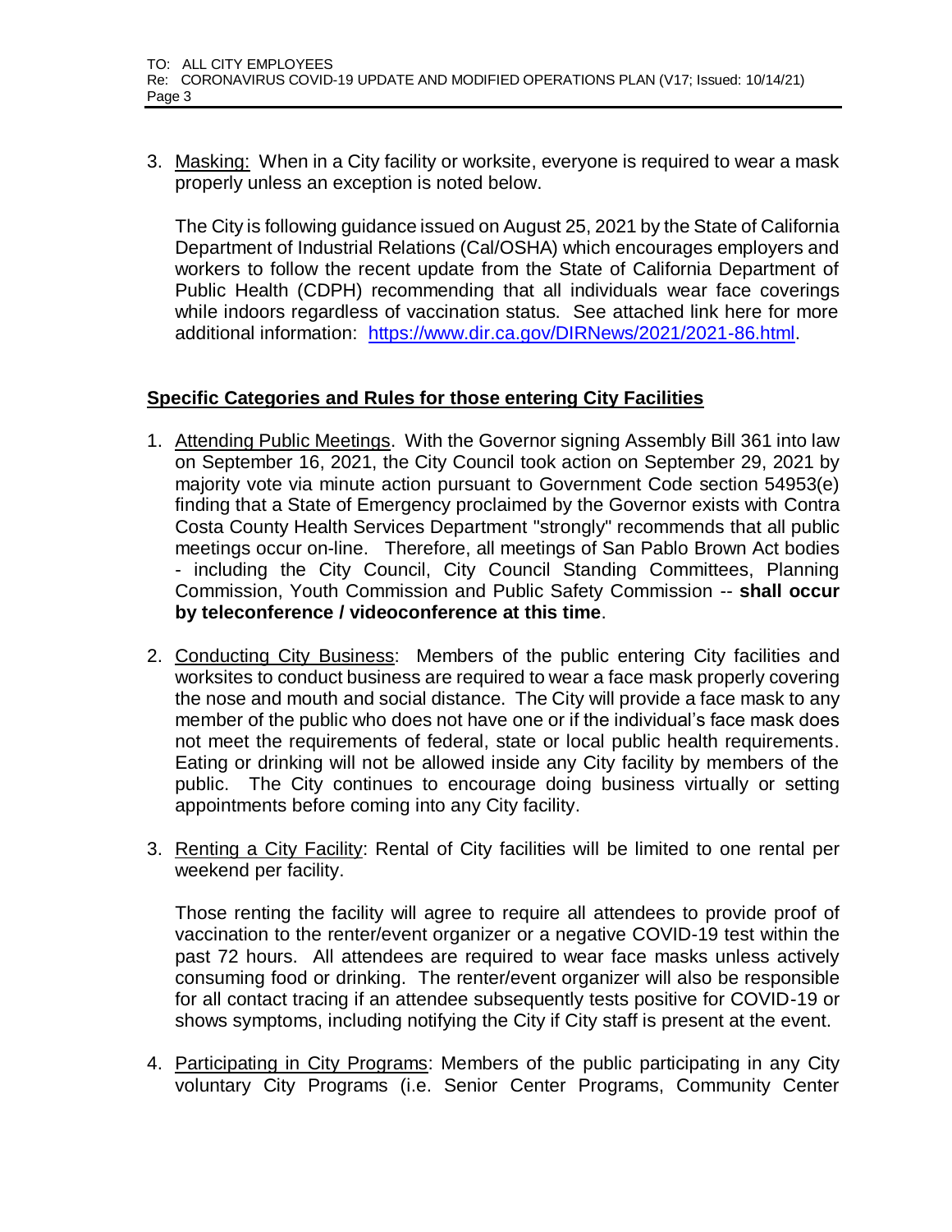3. Masking: When in a City facility or worksite, everyone is required to wear a mask properly unless an exception is noted below.

   The City is following guidance issued on August 25, 2021 by the State of California Department of Industrial Relations (Cal/OSHA) which encourages employers and workers to follow the recent update from the State of California Department of Public Health (CDPH) recommending that all individuals wear face coverings while indoors regardless of vaccination status. See attached link here for more additional information: [https://www.dir.ca.gov/DIRNews/2021/2021-86.html](https://www.dir.ca.gov/DIRNews/2021/2021-86.html).

## Specific Categories and Rules for those entering City Facilities

1. Attending Public Meetings. With the Governor signing Assembly Bill 361 into law on September 16, 2021, the City Council took action on September 29, 2021 by majority vote via minute action pursuant to Government Code section 54953(e) finding that a State of Emergency proclaimed by the Governor exists with Contra Costa County Health Services Department "strongly" recommends that all public meetings occur on-line. Therefore, all meetings of San Pablo Brown Act bodies - including the City Council, City Council Standing Committees, Planning Commission, Youth Commission and Public Safety Commission -- **shall occur by teleconference / videoconference at this time**.

2. Conducting City Business: Members of the public entering City facilities and worksites to conduct business are required to wear a face mask properly covering the nose and mouth and social distance. The City will provide a face mask to any member of the public who does not have one or if the individual's face mask does not meet the requirements of federal, state or local public health requirements. Eating or drinking will not be allowed inside any City facility by members of the public. The City continues to encourage doing business virtually or setting appointments before coming into any City facility.

3. Renting a City Facility: Rental of City facilities will be limited to one rental per weekend per facility.

   Those renting the facility will agree to require all attendees to provide proof of vaccination to the renter/event organizer or a negative COVID-19 test within the past 72 hours. All attendees are required to wear face masks unless actively consuming food or drinking. The renter/event organizer will also be responsible for all contact tracing if an attendee subsequently tests positive for COVID-19 or shows symptoms, including notifying the City if City staff is present at the event.

4. Participating in City Programs: Members of the public participating in any City voluntary City Programs (i.e. Senior Center Programs, Community Center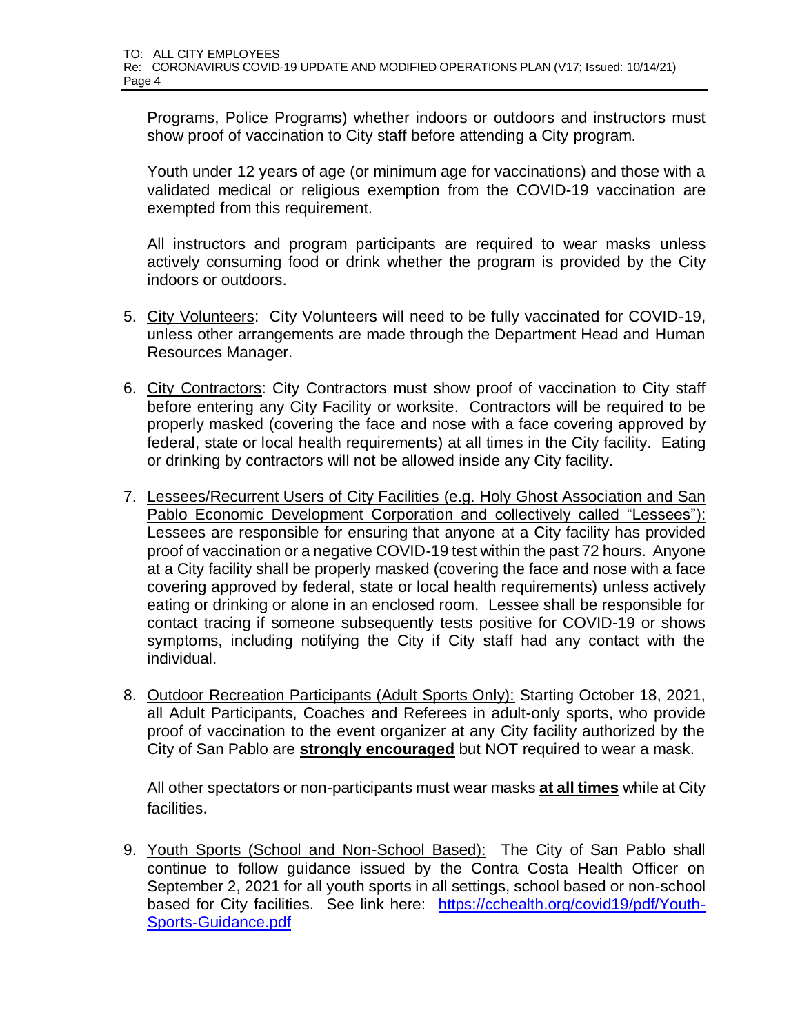Programs, Police Programs) whether indoors or outdoors and instructors must show proof of vaccination to City staff before attending a City program.

Youth under 12 years of age (or minimum age for vaccinations) and those with a validated medical or religious exemption from the COVID-19 vaccination are exempted from this requirement.

All instructors and program participants are required to wear masks unless actively consuming food or drink whether the program is provided by the City indoors or outdoors.

5. <u>City Volunteers</u>: City Volunteers will need to be fully vaccinated for COVID-19, unless other arrangements are made through the Department Head and Human Resources Manager.

6. <u>City Contractors</u>: City Contractors must show proof of vaccination to City staff before entering any City Facility or worksite. Contractors will be required to be properly masked (covering the face and nose with a face covering approved by federal, state or local health requirements) at all times in the City facility. Eating or drinking by contractors will not be allowed inside any City facility.

7. <u>Lessees/Recurrent Users of City Facilities (e.g. Holy Ghost Association and San Pablo Economic Development Corporation and collectively called "Lessees"):</u> Lessees are responsible for ensuring that anyone at a City facility has provided proof of vaccination or a negative COVID-19 test within the past 72 hours. Anyone at a City facility shall be properly masked (covering the face and nose with a face covering approved by federal, state or local health requirements) unless actively eating or drinking or alone in an enclosed room. Lessee shall be responsible for contact tracing if someone subsequently tests positive for COVID-19 or shows symptoms, including notifying the City if City staff had any contact with the individual.

8. <u>Outdoor Recreation Participants (Adult Sports Only):</u> Starting October 18, 2021, all Adult Participants, Coaches and Referees in adult-only sports, who provide proof of vaccination to the event organizer at any City facility authorized by the City of San Pablo are **<u>strongly encouraged</u>** but NOT required to wear a mask.

   All other spectators or non-participants must wear masks **<u>at all times</u>** while at City facilities.

9. <u>Youth Sports (School and Non-School Based):</u> The City of San Pablo shall continue to follow guidance issued by the Contra Costa Health Officer on September 2, 2021 for all youth sports in all settings, school based or non-school based for City facilities. See link here: [https://cchealth.org/covid19/pdf/Youth-Sports-Guidance.pdf](https://cchealth.org/covid19/pdf/Youth-Sports-Guidance.pdf)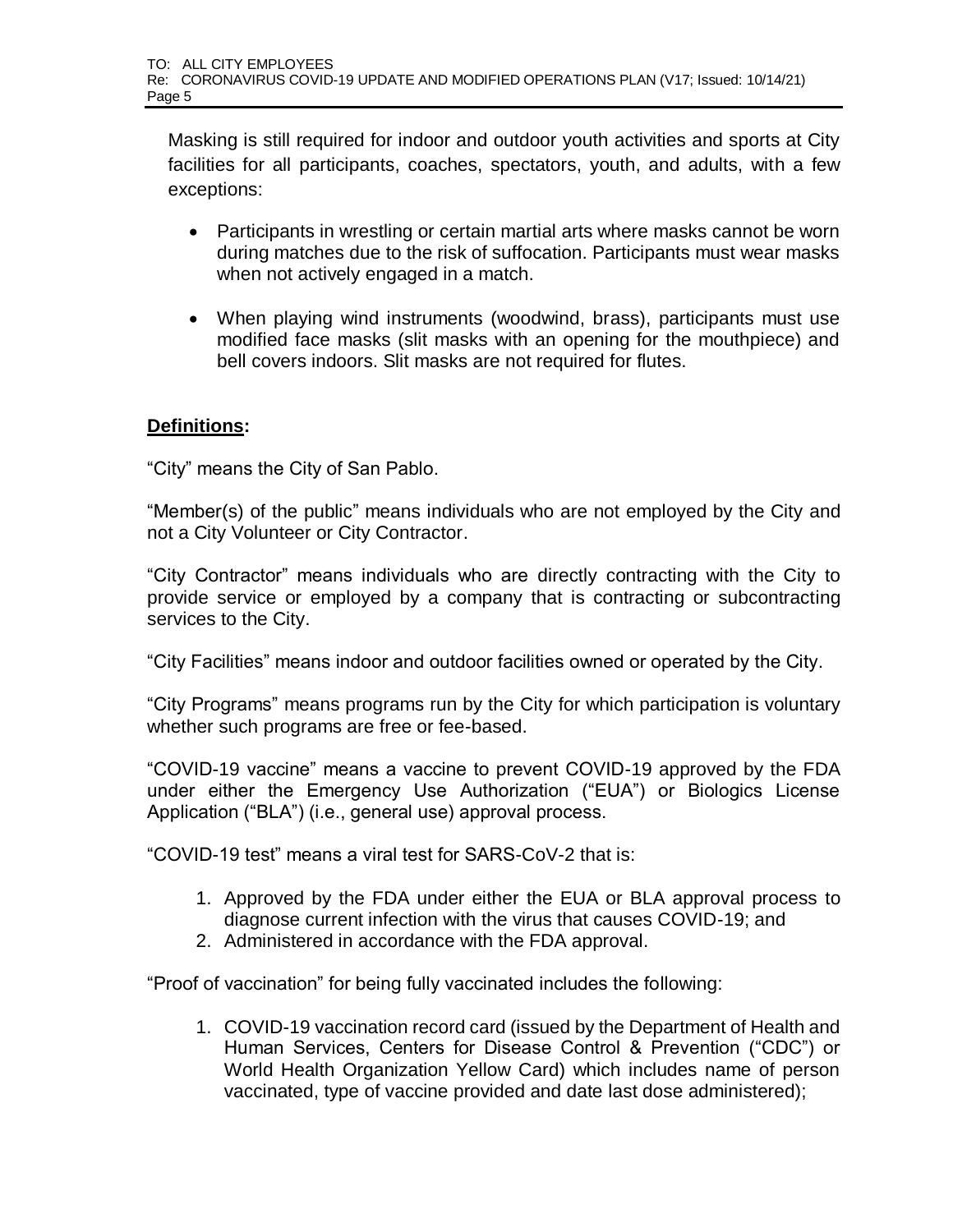Masking is still required for indoor and outdoor youth activities and sports at City facilities for all participants, coaches, spectators, youth, and adults, with a few exceptions:

- Participants in wrestling or certain martial arts where masks cannot be worn during matches due to the risk of suffocation. Participants must wear masks when not actively engaged in a match.

- When playing wind instruments (woodwind, brass), participants must use modified face masks (slit masks with an opening for the mouthpiece) and bell covers indoors. Slit masks are not required for flutes.

**Definitions:**

"City" means the City of San Pablo.

"Member(s) of the public" means individuals who are not employed by the City and not a City Volunteer or City Contractor.

"City Contractor" means individuals who are directly contracting with the City to provide service or employed by a company that is contracting or subcontracting services to the City.

"City Facilities" means indoor and outdoor facilities owned or operated by the City.

"City Programs" means programs run by the City for which participation is voluntary whether such programs are free or fee-based.

"COVID-19 vaccine" means a vaccine to prevent COVID-19 approved by the FDA under either the Emergency Use Authorization ("EUA") or Biologics License Application ("BLA") (i.e., general use) approval process.

"COVID-19 test" means a viral test for SARS-CoV-2 that is:

1. Approved by the FDA under either the EUA or BLA approval process to diagnose current infection with the virus that causes COVID-19; and
2. Administered in accordance with the FDA approval.

"Proof of vaccination" for being fully vaccinated includes the following:

1. COVID-19 vaccination record card (issued by the Department of Health and Human Services, Centers for Disease Control & Prevention ("CDC") or World Health Organization Yellow Card) which includes name of person vaccinated, type of vaccine provided and date last dose administered);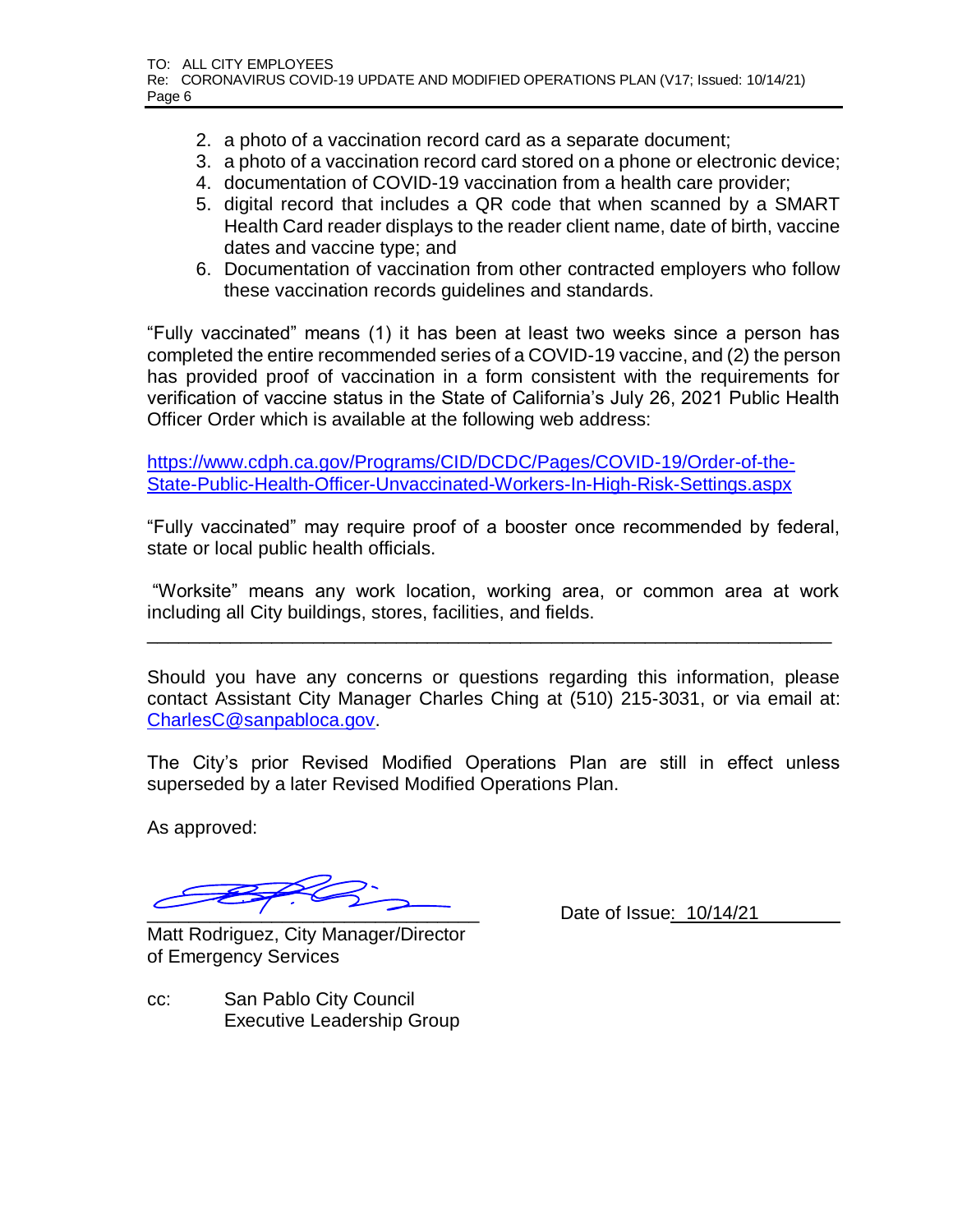2. a photo of a vaccination record card as a separate document;
3. a photo of a vaccination record card stored on a phone or electronic device;
4. documentation of COVID-19 vaccination from a health care provider;
5. digital record that includes a QR code that when scanned by a SMART Health Card reader displays to the reader client name, date of birth, vaccine dates and vaccine type; and
6. Documentation of vaccination from other contracted employers who follow these vaccination records guidelines and standards.

"Fully vaccinated" means (1) it has been at least two weeks since a person has completed the entire recommended series of a COVID-19 vaccine, and (2) the person has provided proof of vaccination in a form consistent with the requirements for verification of vaccine status in the State of California's July 26, 2021 Public Health Officer Order which is available at the following web address:

https://www.cdph.ca.gov/Programs/CID/DCDC/Pages/COVID-19/Order-of-the-State-Public-Health-Officer-Unvaccinated-Workers-In-High-Risk-Settings.aspx

"Fully vaccinated" may require proof of a booster once recommended by federal, state or local public health officials.

"Worksite" means any work location, working area, or common area at work including all City buildings, stores, facilities, and fields.

---

Should you have any concerns or questions regarding this information, please contact Assistant City Manager Charles Ching at (510) 215-3031, or via email at: CharlesC@sanpabloca.gov.

The City's prior Revised Modified Operations Plan are still in effect unless superseded by a later Revised Modified Operations Plan.

As approved:

Matt Rodriguez, City Manager/Director of Emergency Services

Date of Issue: 10/14/21

cc: San Pablo City Council
Executive Leadership Group